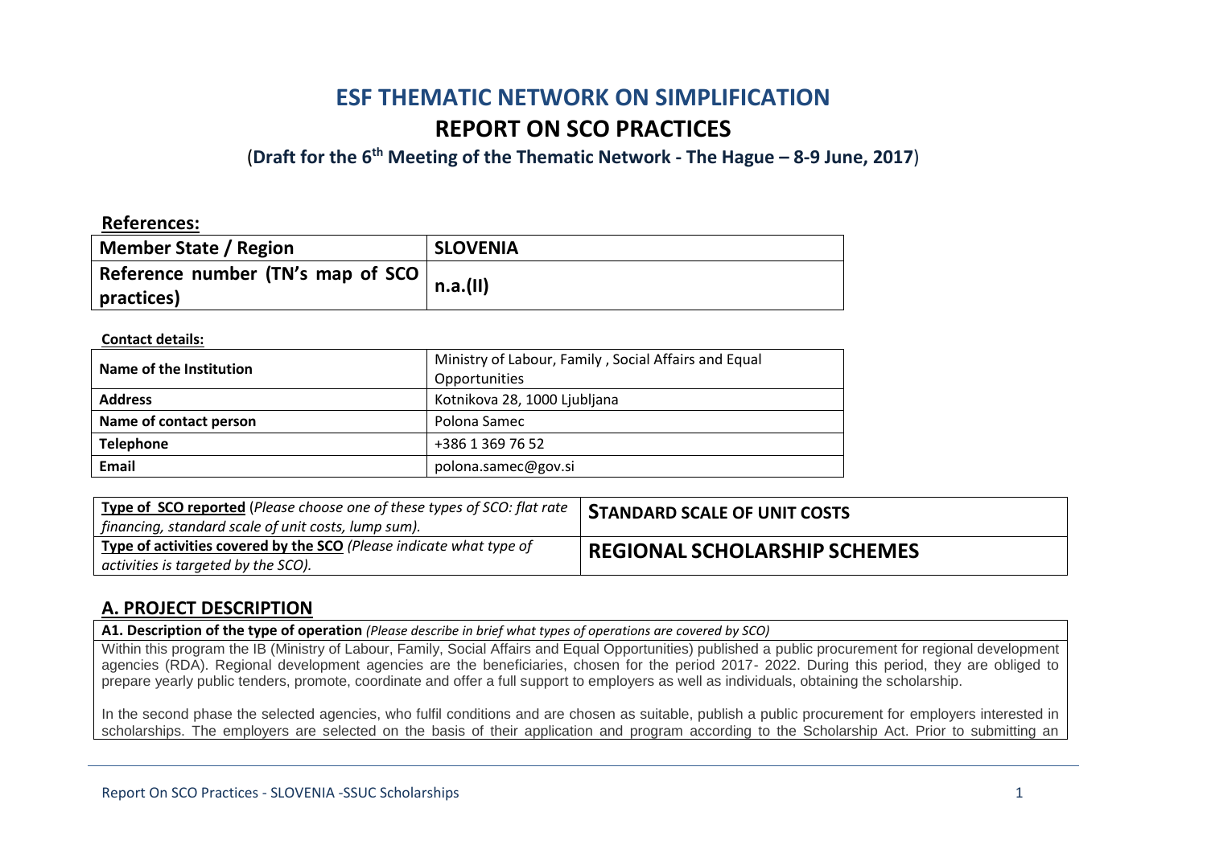# ESF THEMATIC NETWORK ON SIMPLIFICATION

## REPORT ON SCO PRACTICES

(**Draft for the 6th Meeting of the Thematic Network - The Hague – 8-9 June, 2017**)

**References:**

| Member State / Region | SLOVENIA |
|---|---|
| Reference number (TN's map of SCO practices) | n.a.(II) |

**Contact details:**

| Name of the Institution | Ministry of Labour, Family , Social Affairs and Equal Opportunities |
|---|---|
| Address | Kotnikova 28, 1000 Ljubljana |
| Name of contact person | Polona Samec |
| Telephone | +386 1 369 76 52 |
| Email | polona.samec@gov.si |

| **Type of SCO reported** (*Please choose one of these types of SCO: flat rate financing, standard scale of unit costs, lump sum).* | **STANDARD SCALE OF UNIT COSTS** |
|---|---|
| **Type of activities covered by the SCO** (*Please indicate what type of activities is targeted by the SCO).* | **REGIONAL SCHOLARSHIP SCHEMES** |

## A. PROJECT DESCRIPTION

**A1. Description of the type of operation** *(Please describe in brief what types of operations are covered by SCO)*

Within this program the IB (Ministry of Labour, Family, Social Affairs and Equal Opportunities) published a public procurement for regional development agencies (RDA). Regional development agencies are the beneficiaries, chosen for the period 2017- 2022. During this period, they are obliged to prepare yearly public tenders, promote, coordinate and offer a full support to employers as well as individuals, obtaining the scholarship.

In the second phase the selected agencies, who fulfil conditions and are chosen as suitable, publish a public procurement for employers interested in scholarships. The employers are selected on the basis of their application and program according to the Scholarship Act. Prior to submitting an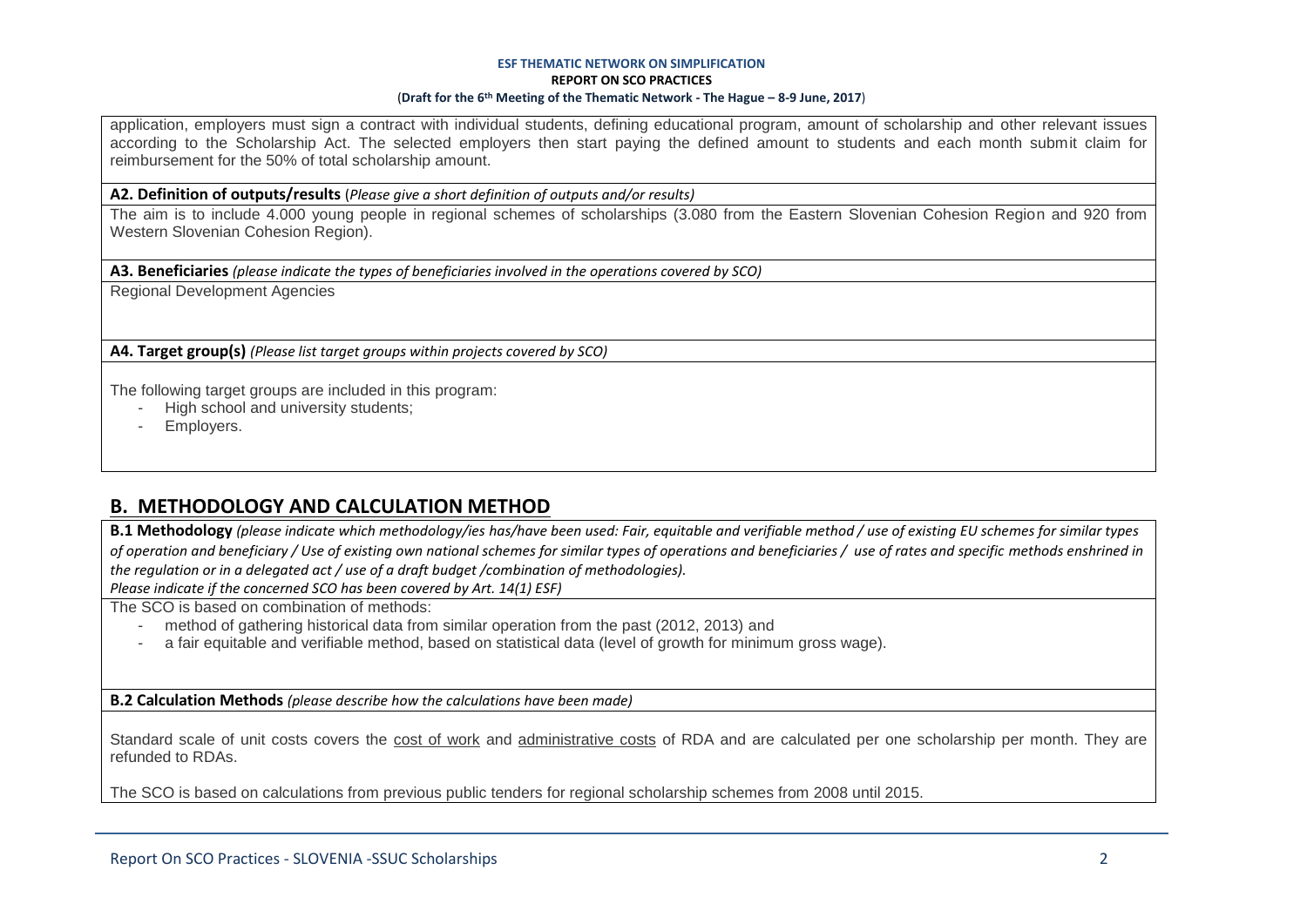application, employers must sign a contract with individual students, defining educational program, amount of scholarship and other relevant issues according to the Scholarship Act. The selected employers then start paying the defined amount to students and each month submit claim for reimbursement for the 50% of total scholarship amount.

**A2. Definition of outputs/results** (*Please give a short definition of outputs and/or results)*

The aim is to include 4.000 young people in regional schemes of scholarships (3.080 from the Eastern Slovenian Cohesion Region and 920 from Western Slovenian Cohesion Region).

**A3. Beneficiaries** *(please indicate the types of beneficiaries involved in the operations covered by SCO)*

Regional Development Agencies

**A4. Target group(s)** *(Please list target groups within projects covered by SCO)*

The following target groups are included in this program:

- High school and university students;
- Employers.

## B. METHODOLOGY AND CALCULATION METHOD

**B.1 Methodology** *(please indicate which methodology/ies has/have been used: Fair, equitable and verifiable method / use of existing EU schemes for similar types of operation and beneficiary / Use of existing own national schemes for similar types of operations and beneficiaries / use of rates and specific methods enshrined in the regulation or in a delegated act / use of a draft budget /combination of methodologies).*
*Please indicate if the concerned SCO has been covered by Art. 14(1) ESF)*

The SCO is based on combination of methods:

- method of gathering historical data from similar operation from the past (2012, 2013) and
- a fair equitable and verifiable method, based on statistical data (level of growth for minimum gross wage).

**B.2 Calculation Methods** *(please describe how the calculations have been made)*

Standard scale of unit costs covers the cost of work and administrative costs of RDA and are calculated per one scholarship per month. They are refunded to RDAs.

The SCO is based on calculations from previous public tenders for regional scholarship schemes from 2008 until 2015.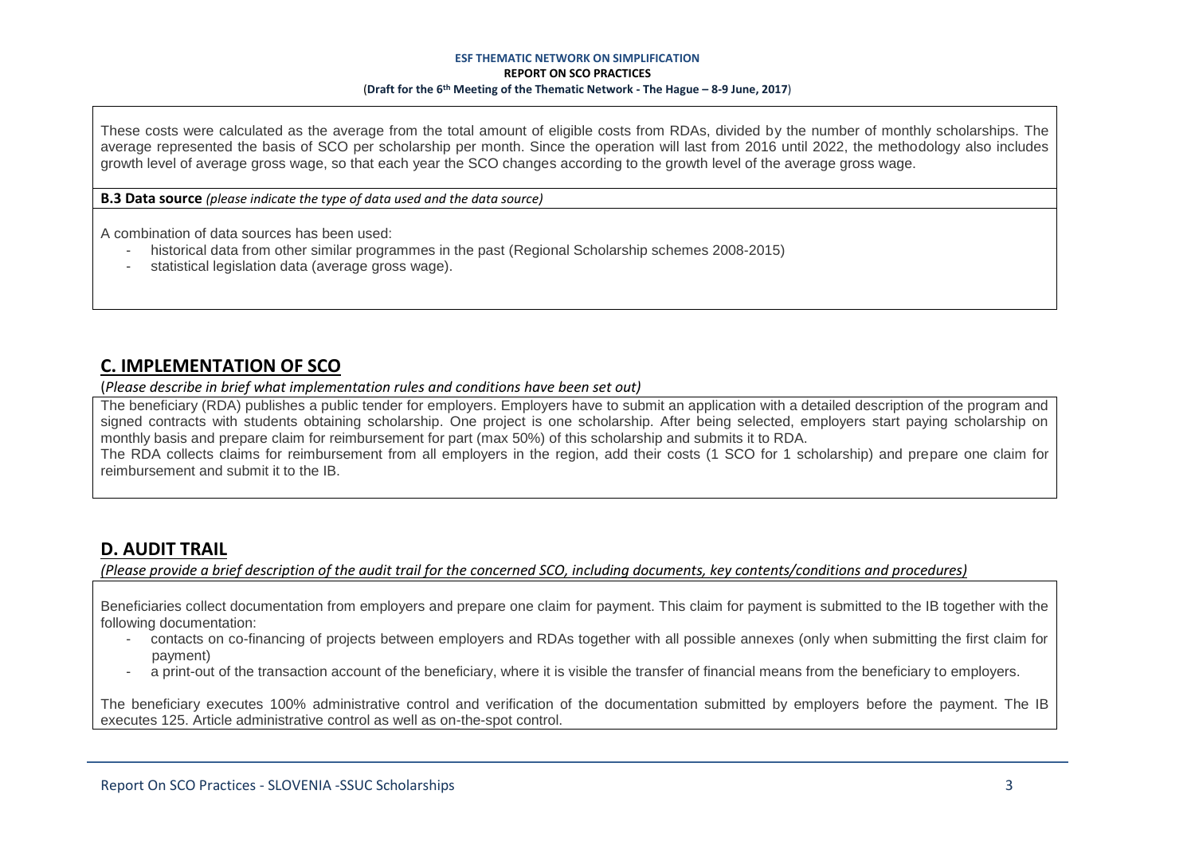These costs were calculated as the average from the total amount of eligible costs from RDAs, divided by the number of monthly scholarships. The average represented the basis of SCO per scholarship per month. Since the operation will last from 2016 until 2022, the methodology also includes growth level of average gross wage, so that each year the SCO changes according to the growth level of the average gross wage.

**B.3 Data source** *(please indicate the type of data used and the data source)*

A combination of data sources has been used:

- historical data from other similar programmes in the past (Regional Scholarship schemes 2008-2015)
- statistical legislation data (average gross wage).

## C. IMPLEMENTATION OF SCO

(*Please describe in brief what implementation rules and conditions have been set out)*

The beneficiary (RDA) publishes a public tender for employers. Employers have to submit an application with a detailed description of the program and signed contracts with students obtaining scholarship. One project is one scholarship. After being selected, employers start paying scholarship on monthly basis and prepare claim for reimbursement for part (max 50%) of this scholarship and submits it to RDA.

The RDA collects claims for reimbursement from all employers in the region, add their costs (1 SCO for 1 scholarship) and prepare one claim for reimbursement and submit it to the IB.

## D. AUDIT TRAIL

*(Please provide a brief description of the audit trail for the concerned SCO, including documents, key contents/conditions and procedures)*

Beneficiaries collect documentation from employers and prepare one claim for payment. This claim for payment is submitted to the IB together with the following documentation:

- contacts on co-financing of projects between employers and RDAs together with all possible annexes (only when submitting the first claim for payment)
- a print-out of the transaction account of the beneficiary, where it is visible the transfer of financial means from the beneficiary to employers.

The beneficiary executes 100% administrative control and verification of the documentation submitted by employers before the payment. The IB executes 125. Article administrative control as well as on-the-spot control.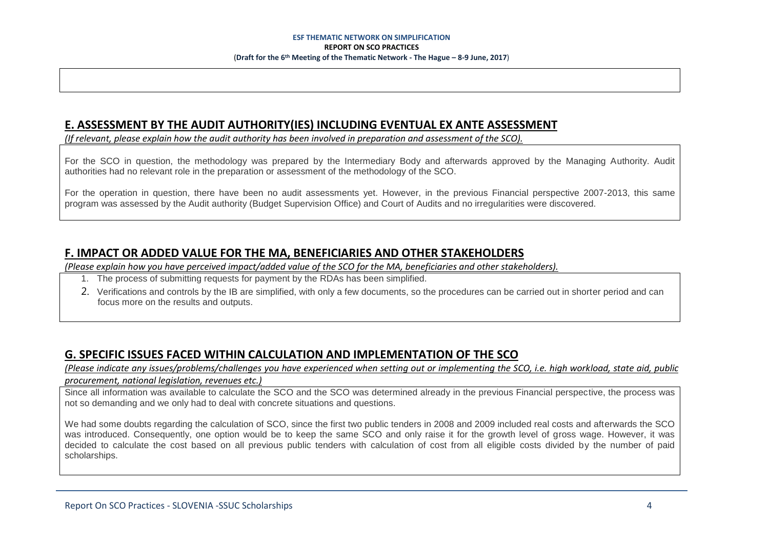## E. ASSESSMENT BY THE AUDIT AUTHORITY(IES) INCLUDING EVENTUAL EX ANTE ASSESSMENT

*(If relevant, please explain how the audit authority has been involved in preparation and assessment of the SCO).*

For the SCO in question, the methodology was prepared by the Intermediary Body and afterwards approved by the Managing Authority. Audit authorities had no relevant role in the preparation or assessment of the methodology of the SCO.

For the operation in question, there have been no audit assessments yet. However, in the previous Financial perspective 2007-2013, this same program was assessed by the Audit authority (Budget Supervision Office) and Court of Audits and no irregularities were discovered.

## F. IMPACT OR ADDED VALUE FOR THE MA, BENEFICIARIES AND OTHER STAKEHOLDERS

*(Please explain how you have perceived impact/added value of the SCO for the MA, beneficiaries and other stakeholders).*

1. The process of submitting requests for payment by the RDAs has been simplified.
2. Verifications and controls by the IB are simplified, with only a few documents, so the procedures can be carried out in shorter period and can focus more on the results and outputs.

## G. SPECIFIC ISSUES FACED WITHIN CALCULATION AND IMPLEMENTATION OF THE SCO

*(Please indicate any issues/problems/challenges you have experienced when setting out or implementing the SCO, i.e. high workload, state aid, public procurement, national legislation, revenues etc.)*

Since all information was available to calculate the SCO and the SCO was determined already in the previous Financial perspective, the process was not so demanding and we only had to deal with concrete situations and questions.

We had some doubts regarding the calculation of SCO, since the first two public tenders in 2008 and 2009 included real costs and afterwards the SCO was introduced. Consequently, one option would be to keep the same SCO and only raise it for the growth level of gross wage. However, it was decided to calculate the cost based on all previous public tenders with calculation of cost from all eligible costs divided by the number of paid scholarships.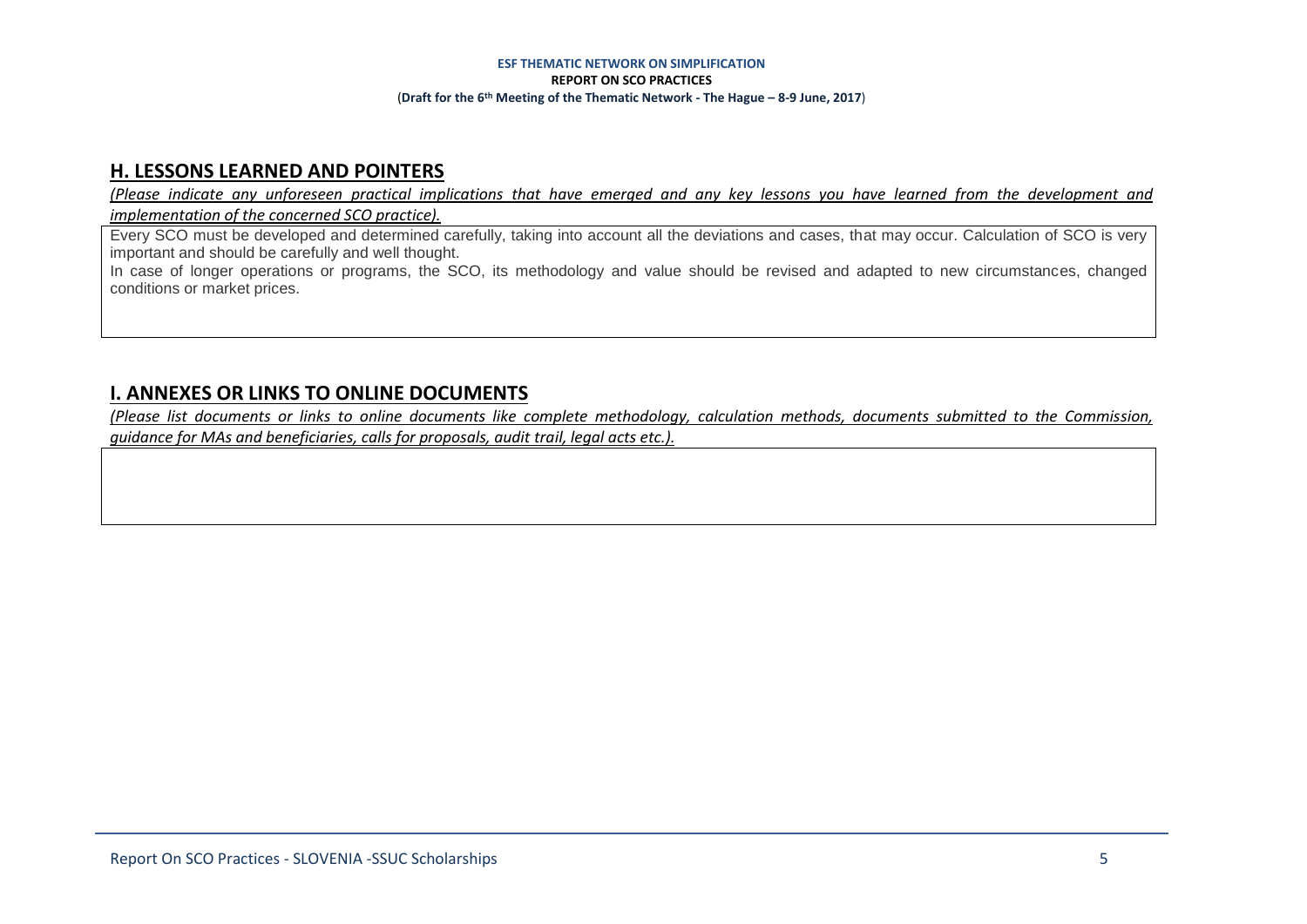## H. LESSONS LEARNED AND POINTERS

*(Please indicate any unforeseen practical implications that have emerged and any key lessons you have learned from the development and implementation of the concerned SCO practice).*

Every SCO must be developed and determined carefully, taking into account all the deviations and cases, that may occur. Calculation of SCO is very important and should be carefully and well thought.

In case of longer operations or programs, the SCO, its methodology and value should be revised and adapted to new circumstances, changed conditions or market prices.

## I. ANNEXES OR LINKS TO ONLINE DOCUMENTS

*(Please list documents or links to online documents like complete methodology, calculation methods, documents submitted to the Commission, guidance for MAs and beneficiaries, calls for proposals, audit trail, legal acts etc.).*